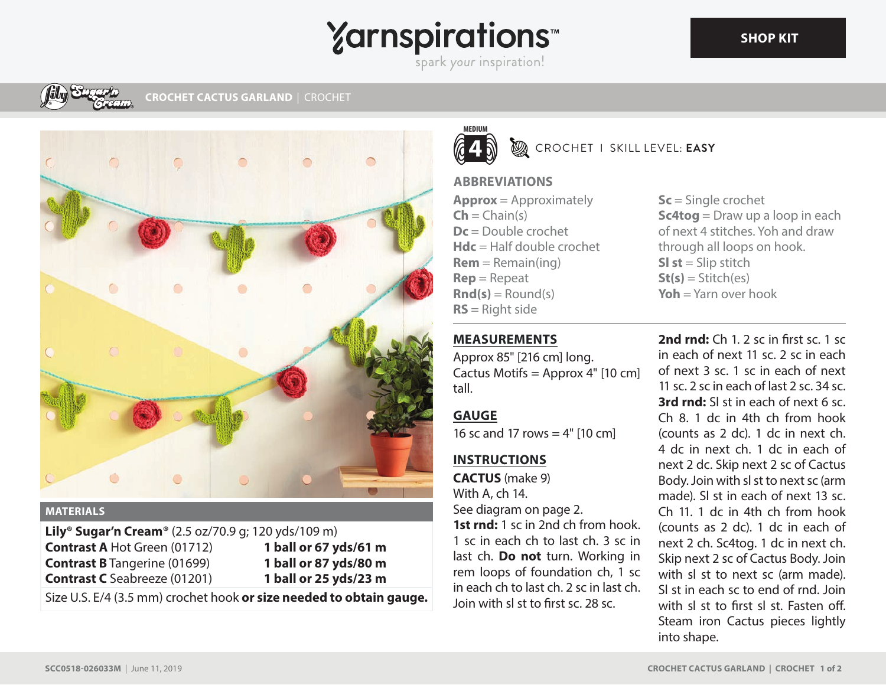# Yarnspirations

spark your inspiration!

SHOP KIT

**CROCHET CACTUS GARLAND** | CROCHET

MEDIUM 4 — CROCHET I SKILL LEVEL: **EASY**

## MATERIALS

**Lily® Sugar'n Cream®** (2.5 oz/70.9 g; 120 yds/109 m)

| | |
|---|---|
| **Contrast A** Hot Green (01712) | **1 ball or 67 yds/61 m** |
| **Contrast B** Tangerine (01699) | **1 ball or 87 yds/80 m** |
| **Contrast C** Seabreeze (01201) | **1 ball or 25 yds/23 m** |

Size U.S. E/4 (3.5 mm) crochet hook **or size needed to obtain gauge.**

## ABBREVIATIONS

**Approx** = Approximately
**Ch** = Chain(s)
**Dc** = Double crochet
**Hdc** = Half double crochet
**Rem** = Remain(ing)
**Rep** = Repeat
**Rnd(s)** = Round(s)
**RS** = Right side
**Sc** = Single crochet
**Sc4tog** = Draw up a loop in each of next 4 stitches. Yoh and draw through all loops on hook.
**Sl st** = Slip stitch
**St(s)** = Stitch(es)
**Yoh** = Yarn over hook

## MEASUREMENTS

Approx 85" [216 cm] long.
Cactus Motifs = Approx 4" [10 cm] tall.

## GAUGE

16 sc and 17 rows = 4" [10 cm]

## INSTRUCTIONS

**CACTUS** (make 9)

With A, ch 14.

See diagram on page 2.

**1st rnd:** 1 sc in 2nd ch from hook. 1 sc in each ch to last ch. 3 sc in last ch. **Do not** turn. Working in rem loops of foundation ch, 1 sc in each ch to last ch. 2 sc in last ch. Join with sl st to first sc. 28 sc.

**2nd rnd:** Ch 1. 2 sc in first sc. 1 sc in each of next 11 sc. 2 sc in each of next 3 sc. 1 sc in each of next 11 sc. 2 sc in each of last 2 sc. 34 sc.

**3rd rnd:** Sl st in each of next 6 sc. Ch 8. 1 dc in 4th ch from hook (counts as 2 dc). 1 dc in next ch. 4 dc in next ch. 1 dc in each of next 2 dc. Skip next 2 sc of Cactus Body. Join with sl st to next sc (arm made). Sl st in each of next 13 sc. Ch 11. 1 dc in 4th ch from hook (counts as 2 dc). 1 dc in each of next 2 ch. Sc4tog. 1 dc in next ch. Skip next 2 sc of Cactus Body. Join with sl st to next sc (arm made). Sl st in each sc to end of rnd. Join with sl st to first sl st. Fasten off. Steam iron Cactus pieces lightly into shape.

SCC0518-026033M | June 11, 2019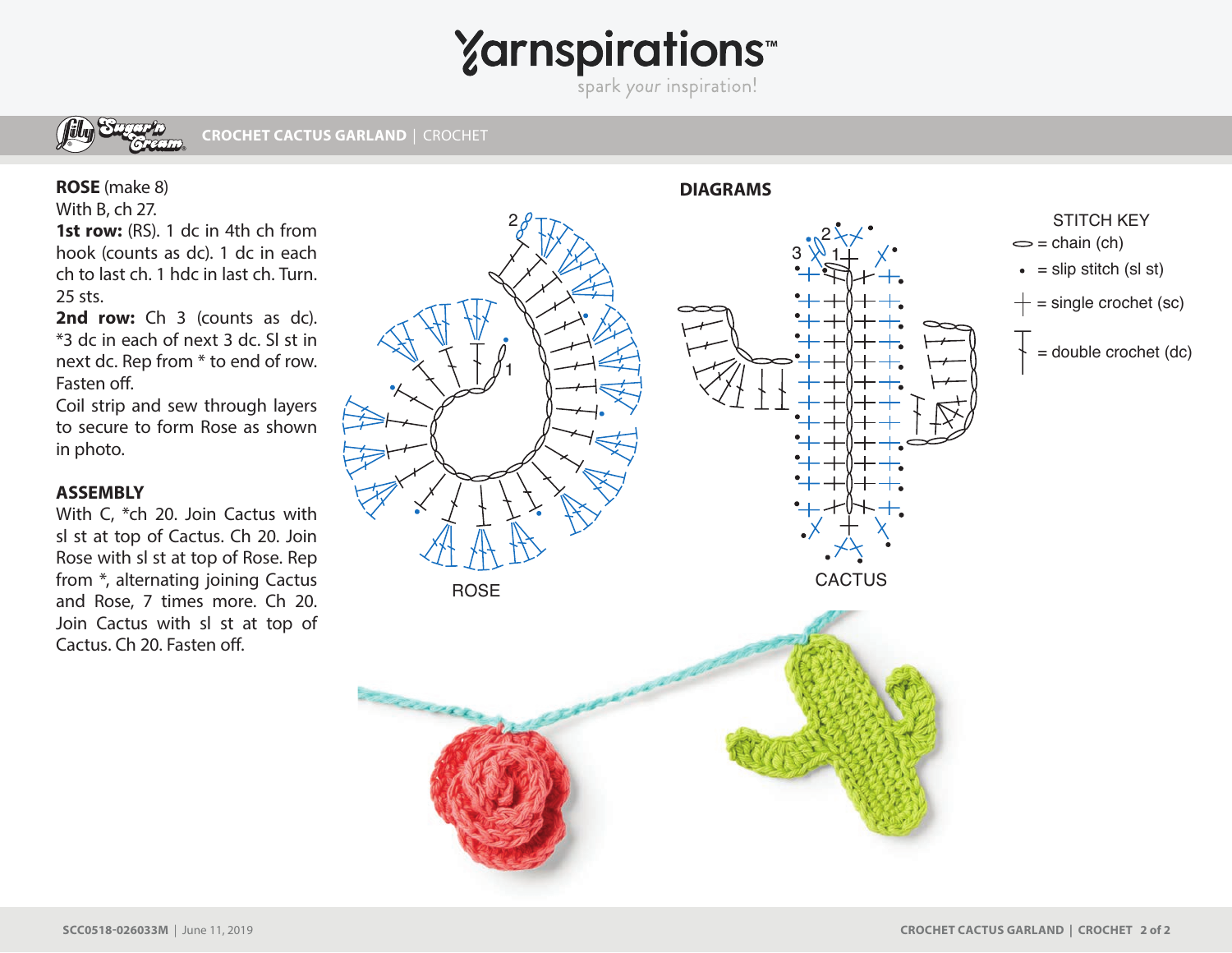**CROCHET CACTUS GARLAND** | CROCHET

**ROSE** (make 8)

With B, ch 27.

**1st row:** (RS). 1 dc in 4th ch from hook (counts as dc). 1 dc in each ch to last ch. 1 hdc in last ch. Turn. 25 sts.

**2nd row:** Ch 3 (counts as dc). *3 dc in each of next 3 dc. Sl st in next dc. Rep from * to end of row. Fasten off.

Coil strip and sew through layers to secure to form Rose as shown in photo.

**ASSEMBLY**

With C, *ch 20. Join Cactus with sl st at top of Cactus. Ch 20. Join Rose with sl st at top of Rose. Rep from *, alternating joining Cactus and Rose, 7 times more. Ch 20. Join Cactus with sl st at top of Cactus. Ch 20. Fasten off.

**DIAGRAMS**

2
1
ROSE

3
2
1
CACTUS

STITCH KEY

= chain (ch)

= slip stitch (sl st)

= single crochet (sc)

= double crochet (dc)

SCC0518-026033M | June 11, 2019